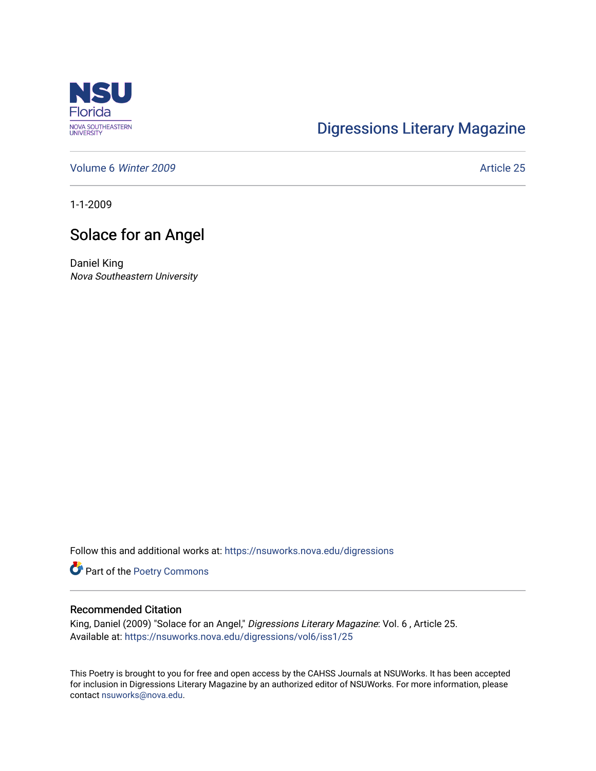NSU Florida
NOVA SOUTHEASTERN UNIVERSITY

Digressions Literary Magazine

Volume 6 *Winter 2009*

Article 25

1-1-2009

# Solace for an Angel

Daniel King
*Nova Southeastern University*

Follow this and additional works at: https://nsuworks.nova.edu/digressions

Part of the Poetry Commons

## Recommended Citation

King, Daniel (2009) "Solace for an Angel," *Digressions Literary Magazine*: Vol. 6 , Article 25.
Available at: https://nsuworks.nova.edu/digressions/vol6/iss1/25

This Poetry is brought to you for free and open access by the CAHSS Journals at NSUWorks. It has been accepted for inclusion in Digressions Literary Magazine by an authorized editor of NSUWorks. For more information, please contact nsuworks@nova.edu.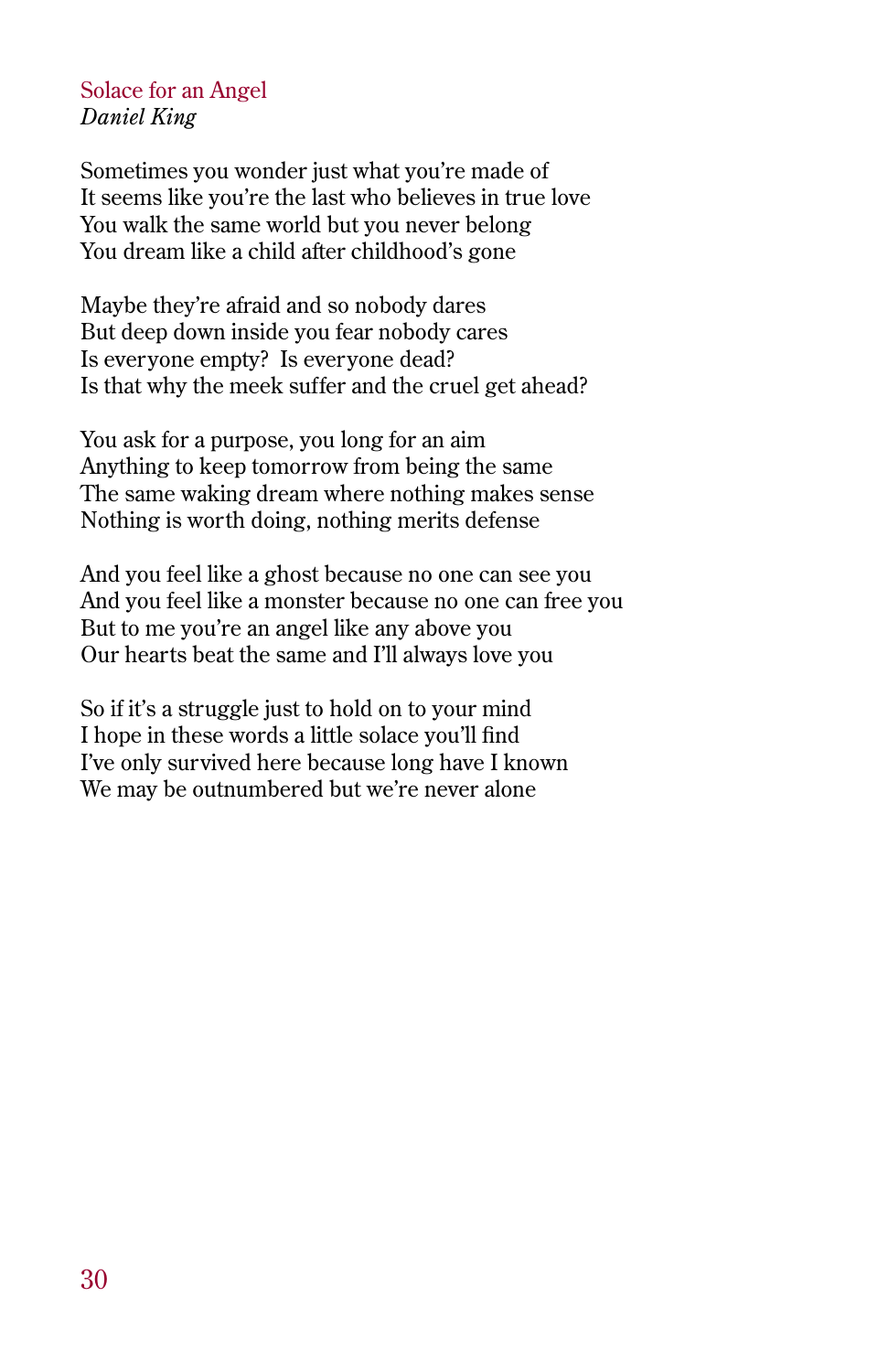## Solace for an Angel

*Daniel King*

Sometimes you wonder just what you're made of
It seems like you're the last who believes in true love
You walk the same world but you never belong
You dream like a child after childhood's gone

Maybe they're afraid and so nobody dares
But deep down inside you fear nobody cares
Is everyone empty? Is everyone dead?
Is that why the meek suffer and the cruel get ahead?

You ask for a purpose, you long for an aim
Anything to keep tomorrow from being the same
The same waking dream where nothing makes sense
Nothing is worth doing, nothing merits defense

And you feel like a ghost because no one can see you
And you feel like a monster because no one can free you
But to me you're an angel like any above you
Our hearts beat the same and I'll always love you

So if it's a struggle just to hold on to your mind
I hope in these words a little solace you'll find
I've only survived here because long have I known
We may be outnumbered but we're never alone